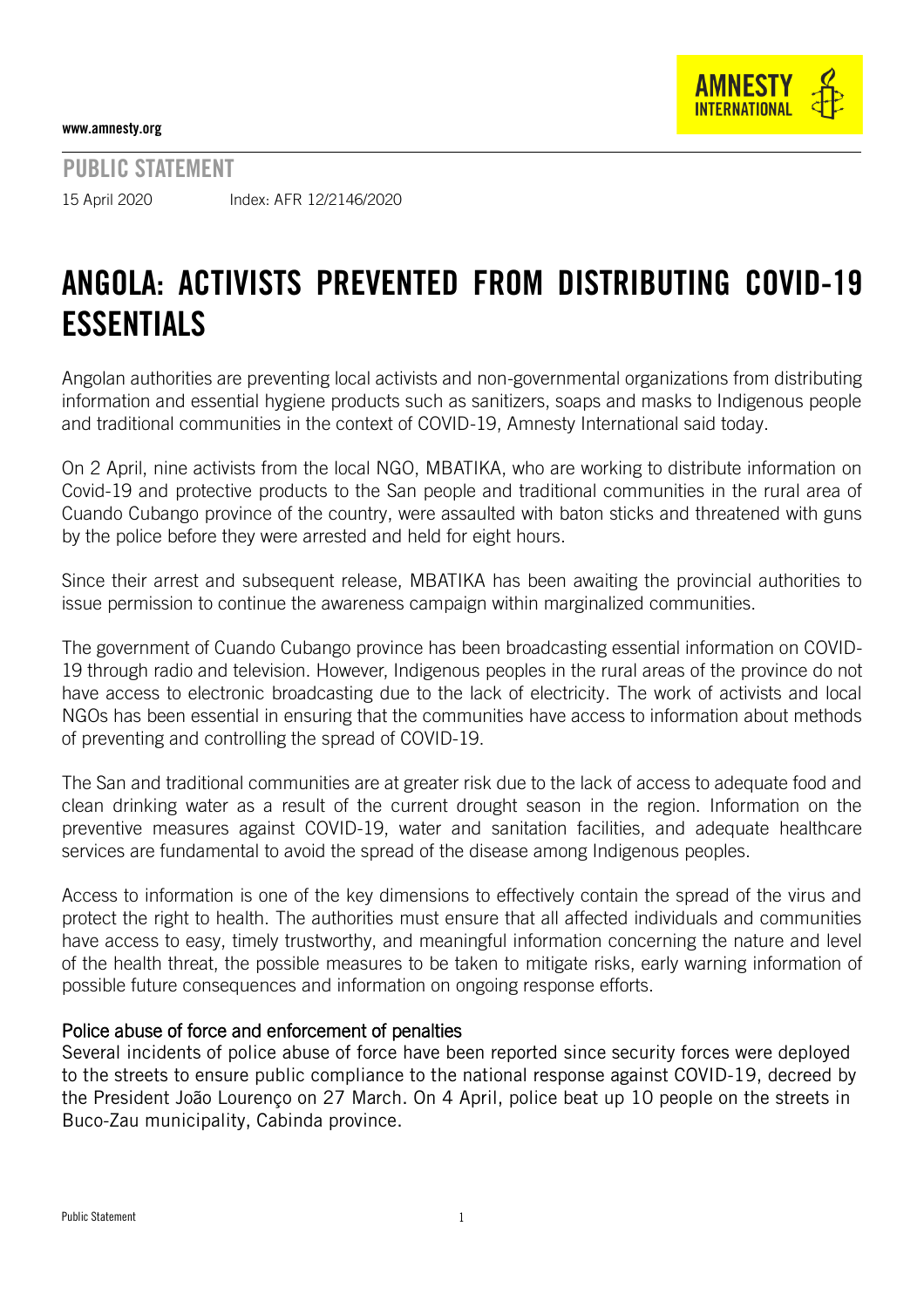www.amnesty.org

PUBLIC STATEMENT

15 April 2020 Index: AFR 12/2146/2020

# ANGOLA: ACTIVISTS PREVENTED FROM DISTRIBUTING COVID-19 ESSENTIALS

Angolan authorities are preventing local activists and non-governmental organizations from distributing information and essential hygiene products such as sanitizers, soaps and masks to Indigenous people and traditional communities in the context of COVID-19, Amnesty International said today.

On 2 April, nine activists from the local NGO, MBATIKA, who are working to distribute information on Covid-19 and protective products to the San people and traditional communities in the rural area of Cuando Cubango province of the country, were assaulted with baton sticks and threatened with guns by the police before they were arrested and held for eight hours.

Since their arrest and subsequent release, MBATIKA has been awaiting the provincial authorities to issue permission to continue the awareness campaign within marginalized communities.

The government of Cuando Cubango province has been broadcasting essential information on COVID-19 through radio and television. However, Indigenous peoples in the rural areas of the province do not have access to electronic broadcasting due to the lack of electricity. The work of activists and local NGOs has been essential in ensuring that the communities have access to information about methods of preventing and controlling the spread of COVID-19.

The San and traditional communities are at greater risk due to the lack of access to adequate food and clean drinking water as a result of the current drought season in the region. Information on the preventive measures against COVID-19, water and sanitation facilities, and adequate healthcare services are fundamental to avoid the spread of the disease among Indigenous peoples.

Access to information is one of the key dimensions to effectively contain the spread of the virus and protect the right to health. The authorities must ensure that all affected individuals and communities have access to easy, timely trustworthy, and meaningful information concerning the nature and level of the health threat, the possible measures to be taken to mitigate risks, early warning information of possible future consequences and information on ongoing response efforts.

## Police abuse of force and enforcement of penalties

Several incidents of police abuse of force have been reported since security forces were deployed to the streets to ensure public compliance to the national response against COVID-19, decreed by the President João Lourenço on 27 March. On 4 April, police beat up 10 people on the streets in Buco-Zau municipality, Cabinda province.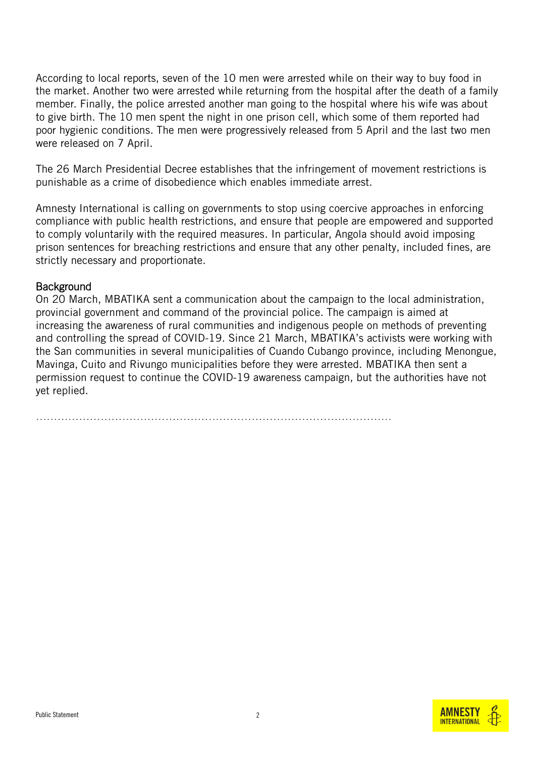According to local reports, seven of the 10 men were arrested while on their way to buy food in the market. Another two were arrested while returning from the hospital after the death of a family member. Finally, the police arrested another man going to the hospital where his wife was about to give birth. The 10 men spent the night in one prison cell, which some of them reported had poor hygienic conditions. The men were progressively released from 5 April and the last two men were released on 7 April.

The 26 March Presidential Decree establishes that the infringement of movement restrictions is punishable as a crime of disobedience which enables immediate arrest.

Amnesty International is calling on governments to stop using coercive approaches in enforcing compliance with public health restrictions, and ensure that people are empowered and supported to comply voluntarily with the required measures. In particular, Angola should avoid imposing prison sentences for breaching restrictions and ensure that any other penalty, included fines, are strictly necessary and proportionate.

## Background

On 20 March, MBATIKA sent a communication about the campaign to the local administration, provincial government and command of the provincial police. The campaign is aimed at increasing the awareness of rural communities and indigenous people on methods of preventing and controlling the spread of COVID-19. Since 21 March, MBATIKA's activists were working with the San communities in several municipalities of Cuando Cubango province, including Menongue, Mavinga, Cuito and Rivungo municipalities before they were arrested. MBATIKA then sent a permission request to continue the COVID-19 awareness campaign, but the authorities have not yet replied.

.............................................................................................